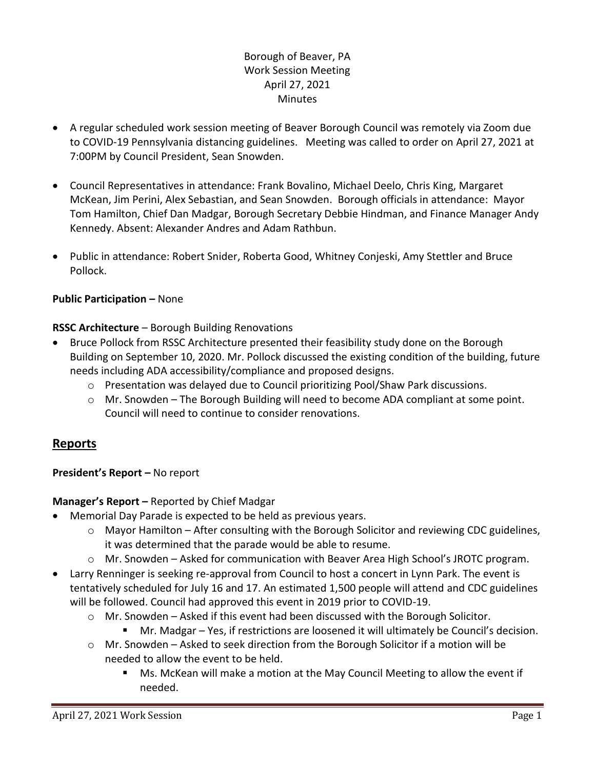Borough of Beaver, PA
Work Session Meeting
April 27, 2021
Minutes

- A regular scheduled work session meeting of Beaver Borough Council was remotely via Zoom due to COVID-19 Pennsylvania distancing guidelines. Meeting was called to order on April 27, 2021 at 7:00PM by Council President, Sean Snowden.

- Council Representatives in attendance: Frank Bovalino, Michael Deelo, Chris King, Margaret McKean, Jim Perini, Alex Sebastian, and Sean Snowden. Borough officials in attendance: Mayor Tom Hamilton, Chief Dan Madgar, Borough Secretary Debbie Hindman, and Finance Manager Andy Kennedy. Absent: Alexander Andres and Adam Rathbun.

- Public in attendance: Robert Snider, Roberta Good, Whitney Conjeski, Amy Stettler and Bruce Pollock.

**Public Participation –** None

**RSSC Architecture** – Borough Building Renovations

- Bruce Pollock from RSSC Architecture presented their feasibility study done on the Borough Building on September 10, 2020. Mr. Pollock discussed the existing condition of the building, future needs including ADA accessibility/compliance and proposed designs.
  - Presentation was delayed due to Council prioritizing Pool/Shaw Park discussions.
  - Mr. Snowden – The Borough Building will need to become ADA compliant at some point. Council will need to continue to consider renovations.

## Reports

**President's Report –** No report

**Manager's Report –** Reported by Chief Madgar

- Memorial Day Parade is expected to be held as previous years.
  - Mayor Hamilton – After consulting with the Borough Solicitor and reviewing CDC guidelines, it was determined that the parade would be able to resume.
  - Mr. Snowden – Asked for communication with Beaver Area High School's JROTC program.
- Larry Renninger is seeking re-approval from Council to host a concert in Lynn Park. The event is tentatively scheduled for July 16 and 17. An estimated 1,500 people will attend and CDC guidelines will be followed. Council had approved this event in 2019 prior to COVID-19.
  - Mr. Snowden – Asked if this event had been discussed with the Borough Solicitor.
    - Mr. Madgar – Yes, if restrictions are loosened it will ultimately be Council's decision.
  - Mr. Snowden – Asked to seek direction from the Borough Solicitor if a motion will be needed to allow the event to be held.
    - Ms. McKean will make a motion at the May Council Meeting to allow the event if needed.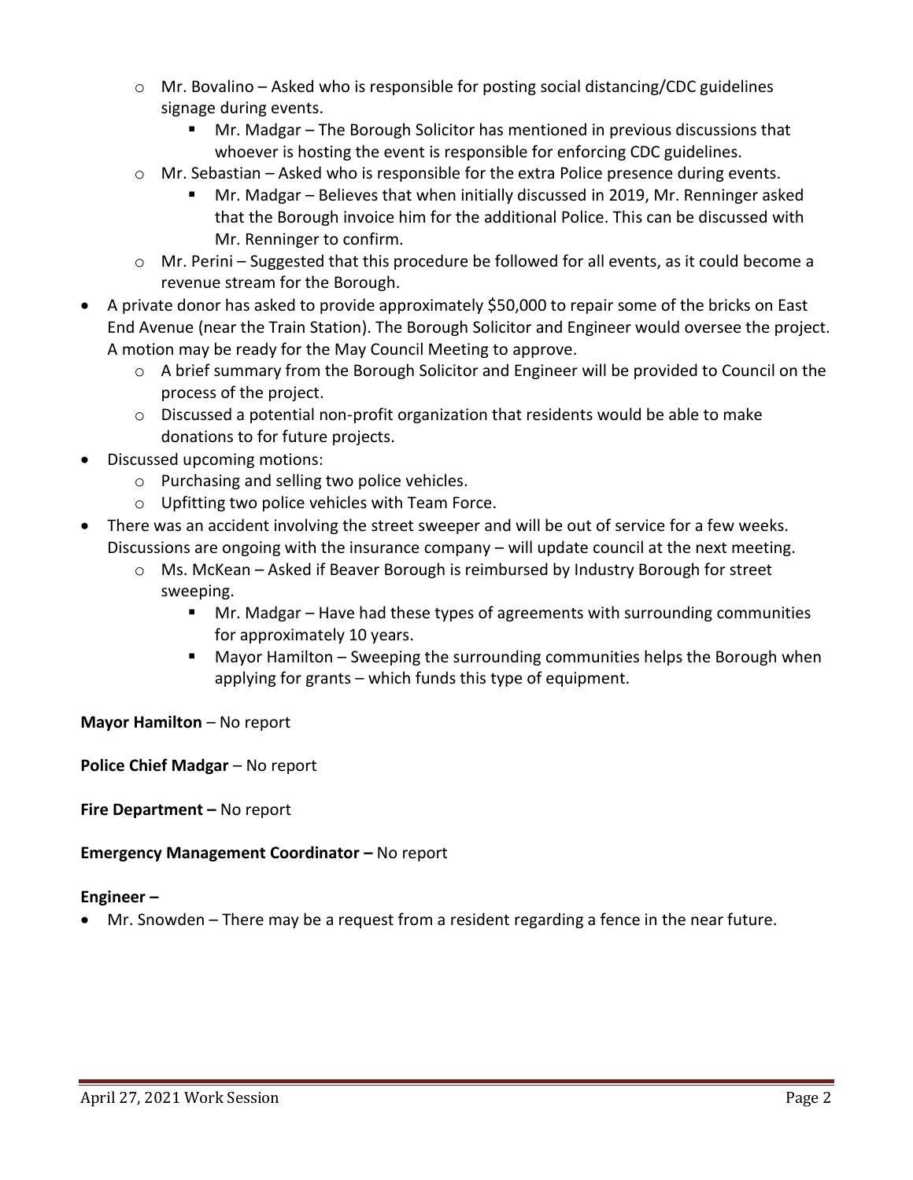- Mr. Bovalino – Asked who is responsible for posting social distancing/CDC guidelines signage during events.
    - Mr. Madgar – The Borough Solicitor has mentioned in previous discussions that whoever is hosting the event is responsible for enforcing CDC guidelines.
  - Mr. Sebastian – Asked who is responsible for the extra Police presence during events.
    - Mr. Madgar – Believes that when initially discussed in 2019, Mr. Renninger asked that the Borough invoice him for the additional Police. This can be discussed with Mr. Renninger to confirm.
  - Mr. Perini – Suggested that this procedure be followed for all events, as it could become a revenue stream for the Borough.
- A private donor has asked to provide approximately $50,000 to repair some of the bricks on East End Avenue (near the Train Station). The Borough Solicitor and Engineer would oversee the project. A motion may be ready for the May Council Meeting to approve.
  - A brief summary from the Borough Solicitor and Engineer will be provided to Council on the process of the project.
  - Discussed a potential non-profit organization that residents would be able to make donations to for future projects.
- Discussed upcoming motions:
  - Purchasing and selling two police vehicles.
  - Upfitting two police vehicles with Team Force.
- There was an accident involving the street sweeper and will be out of service for a few weeks. Discussions are ongoing with the insurance company – will update council at the next meeting.
  - Ms. McKean – Asked if Beaver Borough is reimbursed by Industry Borough for street sweeping.
    - Mr. Madgar – Have had these types of agreements with surrounding communities for approximately 10 years.
    - Mayor Hamilton – Sweeping the surrounding communities helps the Borough when applying for grants – which funds this type of equipment.

**Mayor Hamilton** – No report

**Police Chief Madgar** – No report

**Fire Department –** No report

**Emergency Management Coordinator –** No report

**Engineer –**

- Mr. Snowden – There may be a request from a resident regarding a fence in the near future.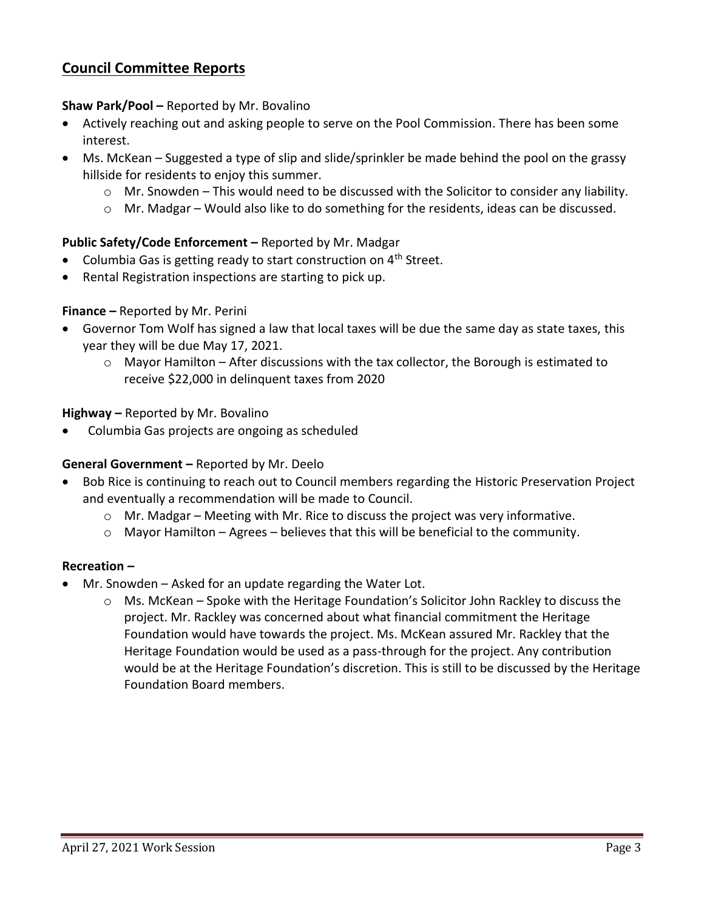## Council Committee Reports

**Shaw Park/Pool –** Reported by Mr. Bovalino

- Actively reaching out and asking people to serve on the Pool Commission. There has been some interest.
- Ms. McKean – Suggested a type of slip and slide/sprinkler be made behind the pool on the grassy hillside for residents to enjoy this summer.
    - Mr. Snowden – This would need to be discussed with the Solicitor to consider any liability.
    - Mr. Madgar – Would also like to do something for the residents, ideas can be discussed.

**Public Safety/Code Enforcement –** Reported by Mr. Madgar

- Columbia Gas is getting ready to start construction on 4th Street.
- Rental Registration inspections are starting to pick up.

**Finance –** Reported by Mr. Perini

- Governor Tom Wolf has signed a law that local taxes will be due the same day as state taxes, this year they will be due May 17, 2021.
    - Mayor Hamilton – After discussions with the tax collector, the Borough is estimated to receive $22,000 in delinquent taxes from 2020

**Highway –** Reported by Mr. Bovalino

- Columbia Gas projects are ongoing as scheduled

**General Government –** Reported by Mr. Deelo

- Bob Rice is continuing to reach out to Council members regarding the Historic Preservation Project and eventually a recommendation will be made to Council.
    - Mr. Madgar – Meeting with Mr. Rice to discuss the project was very informative.
    - Mayor Hamilton – Agrees – believes that this will be beneficial to the community.

**Recreation –**

- Mr. Snowden – Asked for an update regarding the Water Lot.
    - Ms. McKean – Spoke with the Heritage Foundation's Solicitor John Rackley to discuss the project. Mr. Rackley was concerned about what financial commitment the Heritage Foundation would have towards the project. Ms. McKean assured Mr. Rackley that the Heritage Foundation would be used as a pass-through for the project. Any contribution would be at the Heritage Foundation's discretion. This is still to be discussed by the Heritage Foundation Board members.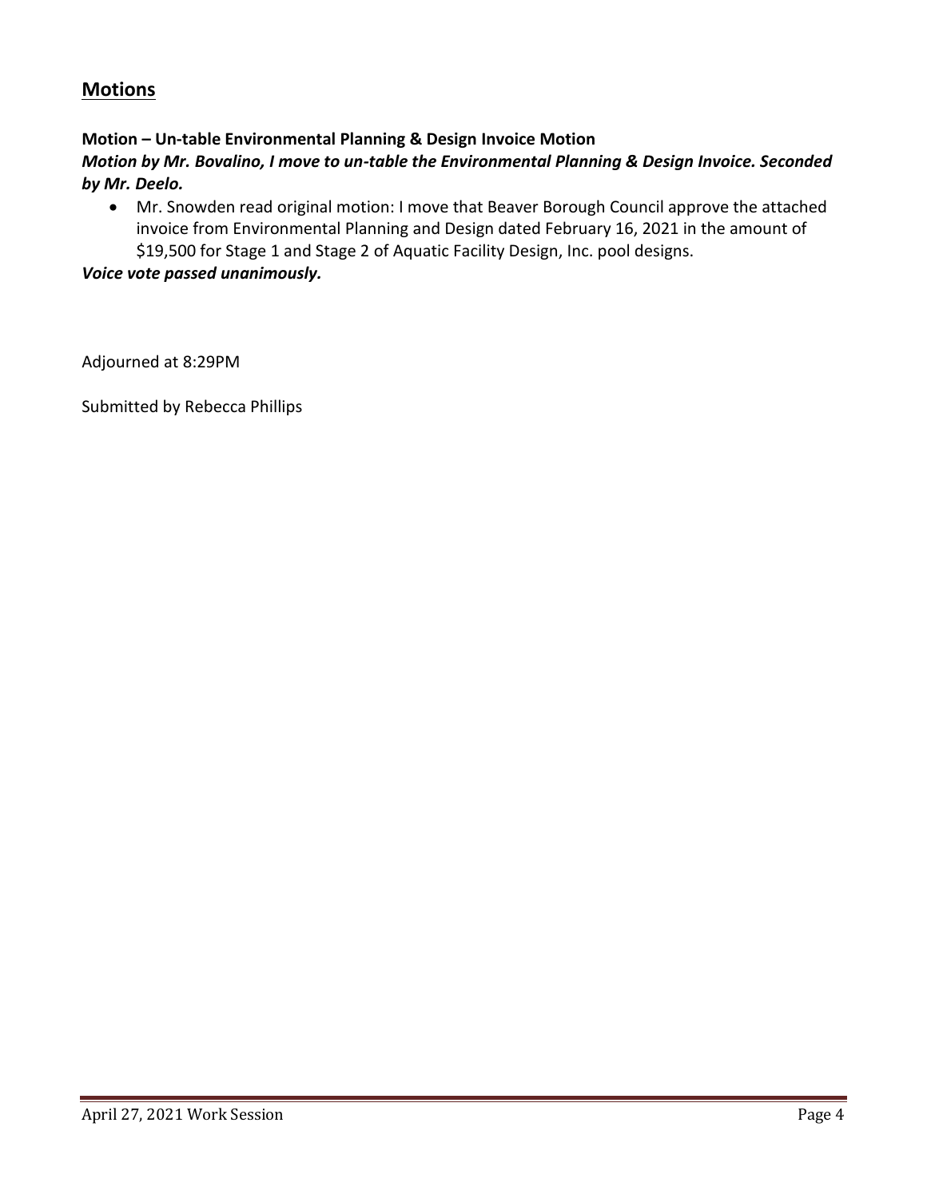## Motions

**Motion – Un-table Environmental Planning & Design Invoice Motion**

***Motion by Mr. Bovalino, I move to un-table the Environmental Planning & Design Invoice. Seconded by Mr. Deelo.***

- Mr. Snowden read original motion: I move that Beaver Borough Council approve the attached invoice from Environmental Planning and Design dated February 16, 2021 in the amount of $19,500 for Stage 1 and Stage 2 of Aquatic Facility Design, Inc. pool designs.

***Voice vote passed unanimously.***

Adjourned at 8:29PM

Submitted by Rebecca Phillips